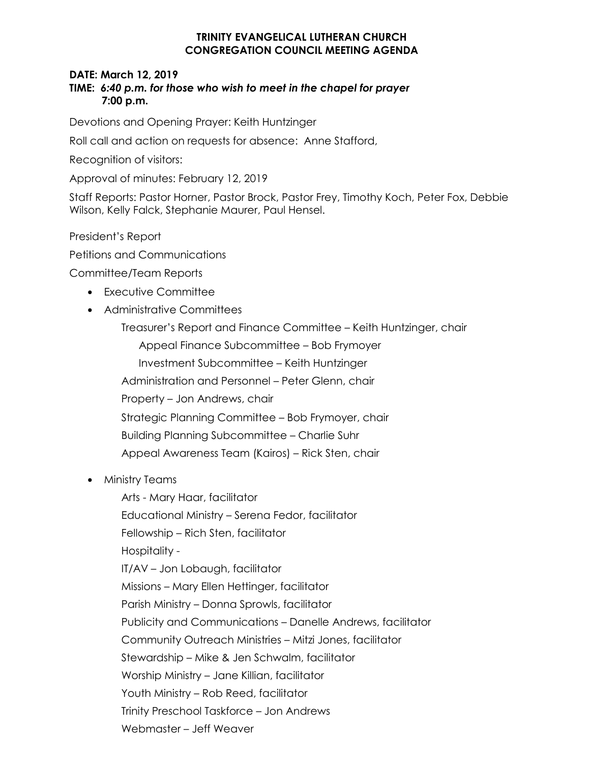**TRINITY EVANGELICAL LUTHERAN CHURCH**
**CONGREGATION COUNCIL MEETING AGENDA**

**DATE: March 12, 2019**
**TIME:** ***6:40 p.m. for those who wish to meet in the chapel for prayer***
**7:00 p.m.**

Devotions and Opening Prayer: Keith Huntzinger

Roll call and action on requests for absence: Anne Stafford,

Recognition of visitors:

Approval of minutes: February 12, 2019

Staff Reports: Pastor Horner, Pastor Brock, Pastor Frey, Timothy Koch, Peter Fox, Debbie Wilson, Kelly Falck, Stephanie Maurer, Paul Hensel.

President's Report

Petitions and Communications

Committee/Team Reports

- Executive Committee
- Administrative Committees
  - Treasurer's Report and Finance Committee – Keith Huntzinger, chair
    - Appeal Finance Subcommittee – Bob Frymoyer
    - Investment Subcommittee – Keith Huntzinger
  - Administration and Personnel – Peter Glenn, chair
  - Property – Jon Andrews, chair
  - Strategic Planning Committee – Bob Frymoyer, chair
  - Building Planning Subcommittee – Charlie Suhr
  - Appeal Awareness Team (Kairos) – Rick Sten, chair
- Ministry Teams
  - Arts - Mary Haar, facilitator
  - Educational Ministry – Serena Fedor, facilitator
  - Fellowship – Rich Sten, facilitator
  - Hospitality -
  - IT/AV – Jon Lobaugh, facilitator
  - Missions – Mary Ellen Hettinger, facilitator
  - Parish Ministry – Donna Sprowls, facilitator
  - Publicity and Communications – Danelle Andrews, facilitator
  - Community Outreach Ministries – Mitzi Jones, facilitator
  - Stewardship – Mike & Jen Schwalm, facilitator
  - Worship Ministry – Jane Killian, facilitator
  - Youth Ministry – Rob Reed, facilitator
  - Trinity Preschool Taskforce – Jon Andrews
  - Webmaster – Jeff Weaver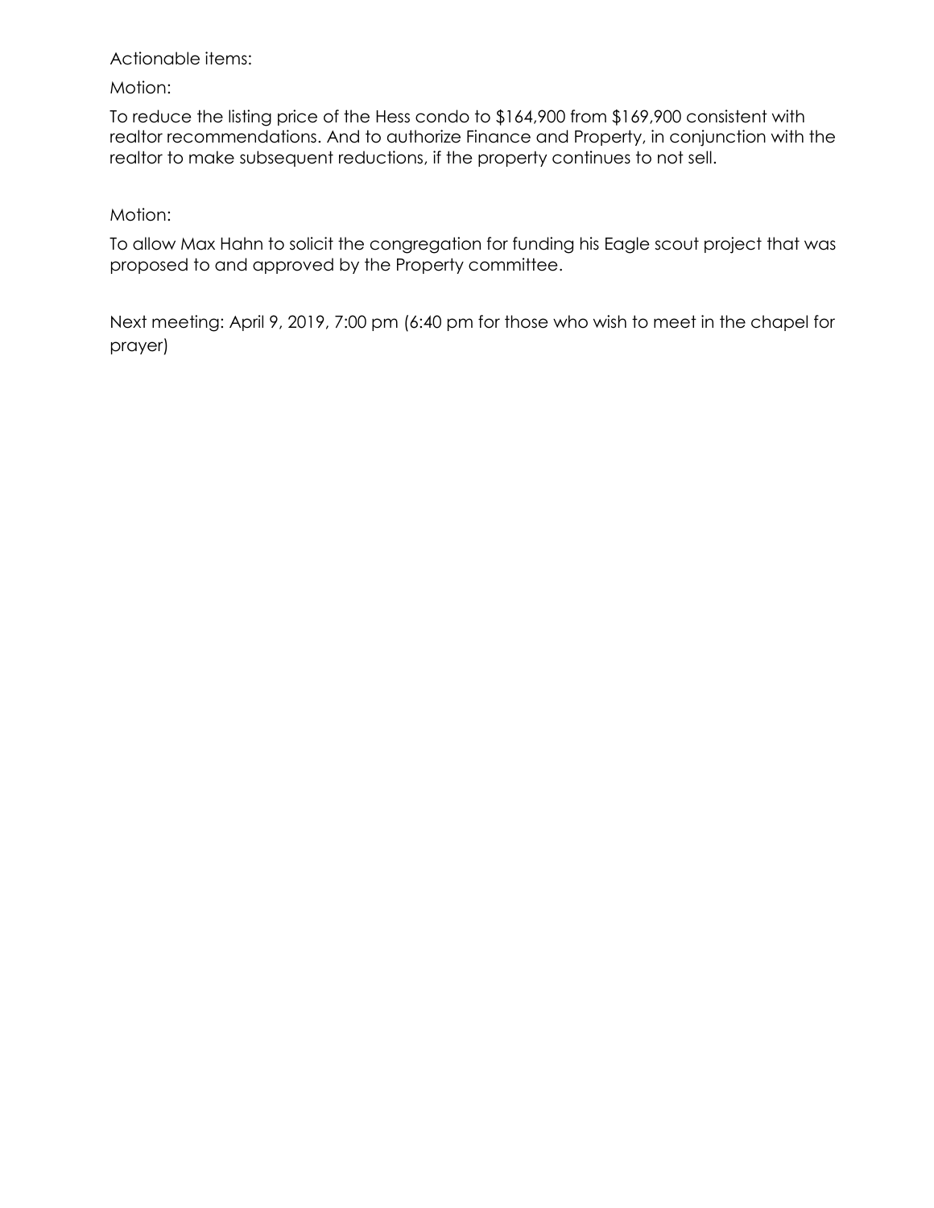Actionable items:

Motion:

To reduce the listing price of the Hess condo to $164,900 from $169,900 consistent with realtor recommendations. And to authorize Finance and Property, in conjunction with the realtor to make subsequent reductions, if the property continues to not sell.

Motion:

To allow Max Hahn to solicit the congregation for funding his Eagle scout project that was proposed to and approved by the Property committee.

Next meeting: April 9, 2019, 7:00 pm (6:40 pm for those who wish to meet in the chapel for prayer)